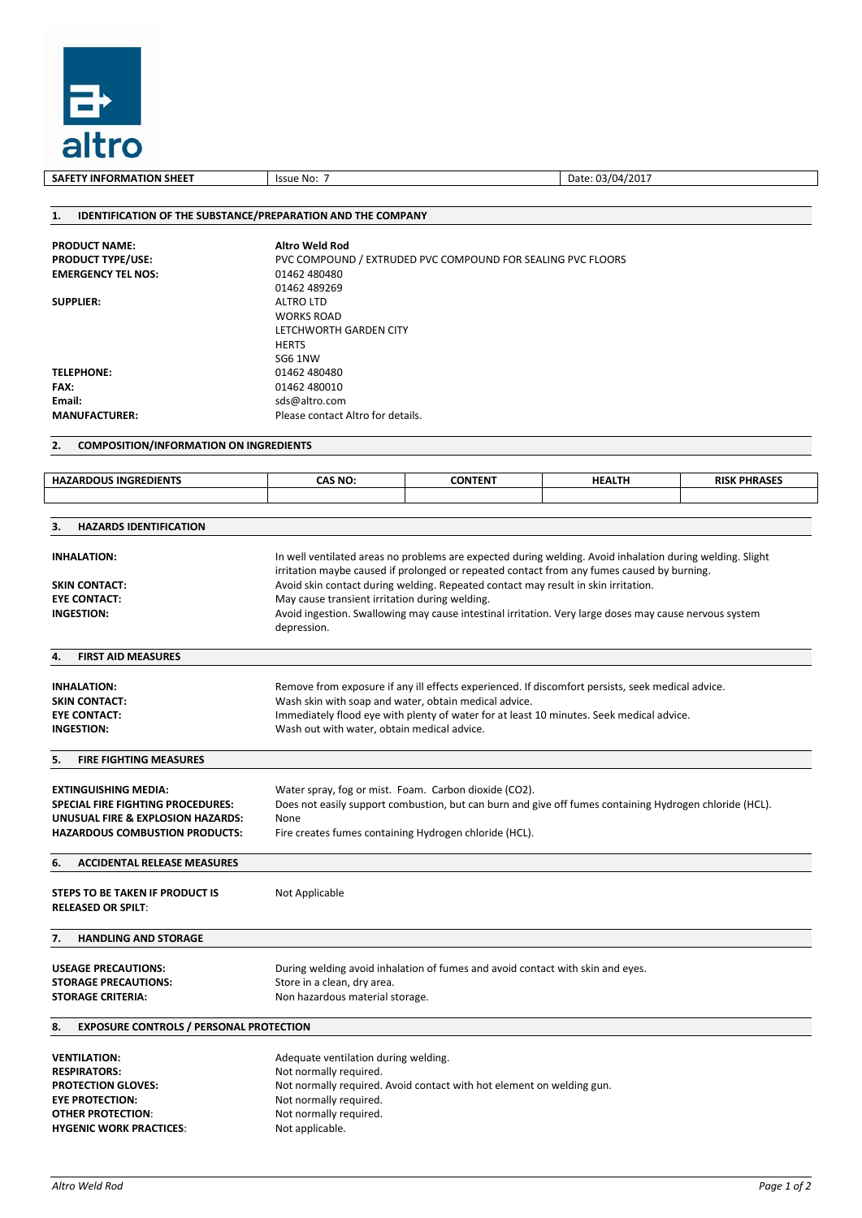altro

| SAFETY INFORMATION SHEET | Issue No: 7 | Date: 03/04/2017 |
| --- | --- | --- |

## 1. IDENTIFICATION OF THE SUBSTANCE/PREPARATION AND THE COMPANY

**PRODUCT NAME:** **Altro Weld Rod**
**PRODUCT TYPE/USE:** PVC COMPOUND / EXTRUDED PVC COMPOUND FOR SEALING PVC FLOORS
**EMERGENCY TEL NOS:** 01462 480480
01462 489269
**SUPPLIER:** ALTRO LTD
WORKS ROAD
LETCHWORTH GARDEN CITY
HERTS
SG6 1NW
**TELEPHONE:** 01462 480480
**FAX:** 01462 480010
**Email:** sds@altro.com
**MANUFACTURER:** Please contact Altro for details.

## 2. COMPOSITION/INFORMATION ON INGREDIENTS

| HAZARDOUS INGREDIENTS | CAS NO: | CONTENT | HEALTH | RISK PHRASES |
| --- | --- | --- | --- | --- |
| | | | | |

## 3. HAZARDS IDENTIFICATION

**INHALATION:** In well ventilated areas no problems are expected during welding. Avoid inhalation during welding. Slight irritation maybe caused if prolonged or repeated contact from any fumes caused by burning.
**SKIN CONTACT:** Avoid skin contact during welding. Repeated contact may result in skin irritation.
**EYE CONTACT:** May cause transient irritation during welding.
**INGESTION:** Avoid ingestion. Swallowing may cause intestinal irritation. Very large doses may cause nervous system depression.

## 4. FIRST AID MEASURES

**INHALATION:** Remove from exposure if any ill effects experienced. If discomfort persists, seek medical advice.
**SKIN CONTACT:** Wash skin with soap and water, obtain medical advice.
**EYE CONTACT:** Immediately flood eye with plenty of water for at least 10 minutes. Seek medical advice.
**INGESTION:** Wash out with water, obtain medical advice.

## 5. FIRE FIGHTING MEASURES

**EXTINGUISHING MEDIA:** Water spray, fog or mist. Foam. Carbon dioxide ($CO_2$).
**SPECIAL FIRE FIGHTING PROCEDURES:** Does not easily support combustion, but can burn and give off fumes containing Hydrogen chloride (HCL).
**UNUSUAL FIRE & EXPLOSION HAZARDS:** None
**HAZARDOUS COMBUSTION PRODUCTS:** Fire creates fumes containing Hydrogen chloride (HCL).

## 6. ACCIDENTAL RELEASE MEASURES

**STEPS TO BE TAKEN IF PRODUCT IS RELEASED OR SPILT**: Not Applicable

## 7. HANDLING AND STORAGE

**USEAGE PRECAUTIONS:** During welding avoid inhalation of fumes and avoid contact with skin and eyes.
**STORAGE PRECAUTIONS:** Store in a clean, dry area.
**STORAGE CRITERIA:** Non hazardous material storage.

## 8. EXPOSURE CONTROLS / PERSONAL PROTECTION

**VENTILATION:** Adequate ventilation during welding.
**RESPIRATORS:** Not normally required.
**PROTECTION GLOVES:** Not normally required. Avoid contact with hot element on welding gun.
**EYE PROTECTION:** Not normally required.
**OTHER PROTECTION**: Not normally required.
**HYGENIC WORK PRACTICES**: Not applicable.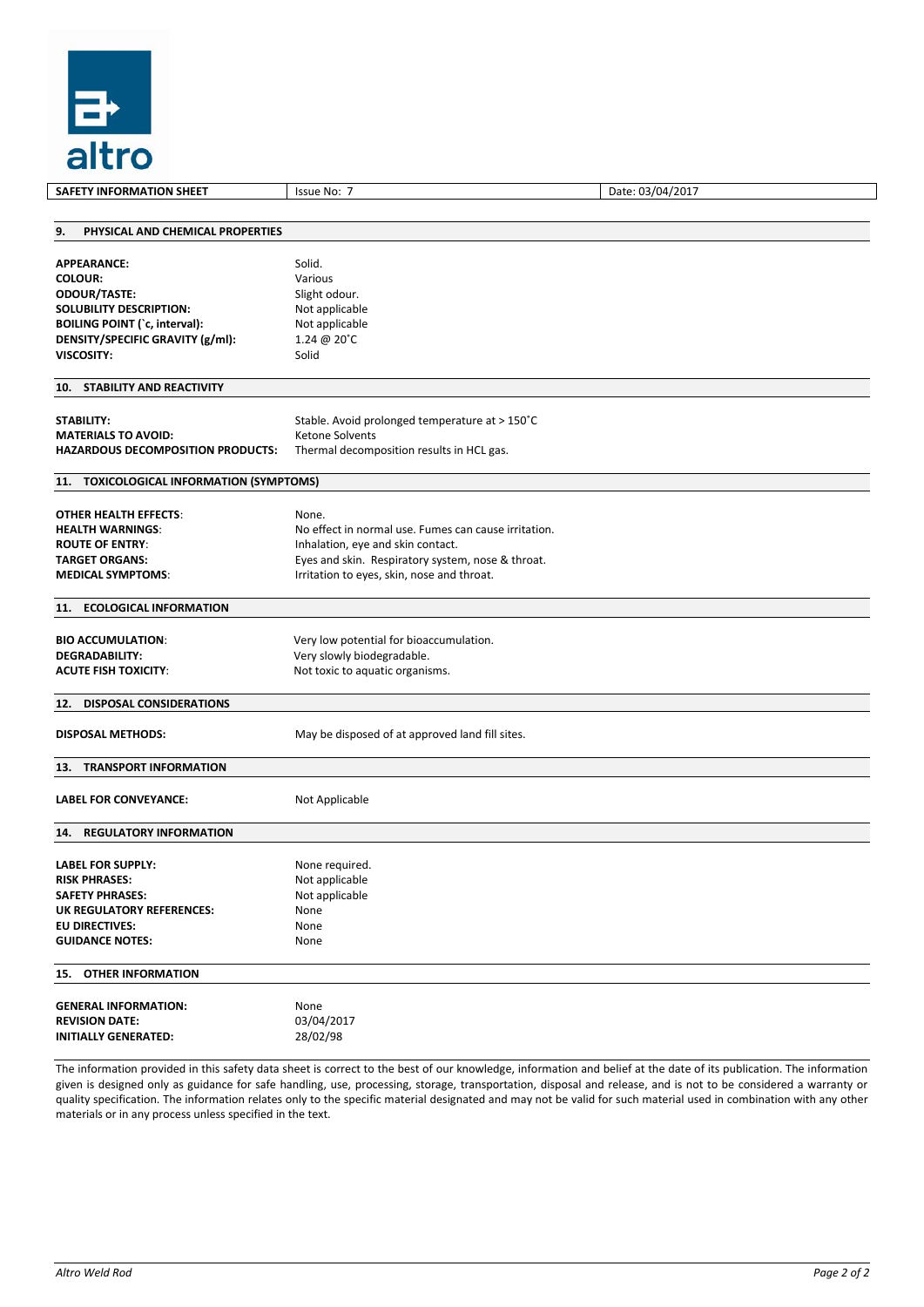| SAFETY INFORMATION SHEET | Issue No: 7 | Date: 03/04/2017 |
|---|---|---|

## 9. PHYSICAL AND CHEMICAL PROPERTIES

| | |
|---|---|
| **APPEARANCE:** | Solid. |
| **COLOUR:** | Various |
| **ODOUR/TASTE:** | Slight odour. |
| **SOLUBILITY DESCRIPTION:** | Not applicable |
| **BOILING POINT (`c, interval):** | Not applicable |
| **DENSITY/SPECIFIC GRAVITY (g/ml):** | 1.24 @ 20˚C |
| **VISCOSITY:** | Solid |

## 10. STABILITY AND REACTIVITY

| | |
|---|---|
| **STABILITY:** | Stable. Avoid prolonged temperature at > 150˚C |
| **MATERIALS TO AVOID:** | Ketone Solvents |
| **HAZARDOUS DECOMPOSITION PRODUCTS:** | Thermal decomposition results in HCL gas. |

## 11. TOXICOLOGICAL INFORMATION (SYMPTOMS)

| | |
|---|---|
| **OTHER HEALTH EFFECTS**: | None. |
| **HEALTH WARNINGS**: | No effect in normal use. Fumes can cause irritation. |
| **ROUTE OF ENTRY**: | Inhalation, eye and skin contact. |
| **TARGET ORGANS:** | Eyes and skin. Respiratory system, nose & throat. |
| **MEDICAL SYMPTOMS**: | Irritation to eyes, skin, nose and throat. |

## 11. ECOLOGICAL INFORMATION

| | |
|---|---|
| **BIO ACCUMULATION**: | Very low potential for bioaccumulation. |
| **DEGRADABILITY:** | Very slowly biodegradable. |
| **ACUTE FISH TOXICITY**: | Not toxic to aquatic organisms. |

## 12. DISPOSAL CONSIDERATIONS

| | |
|---|---|
| **DISPOSAL METHODS:** | May be disposed of at approved land fill sites. |

## 13. TRANSPORT INFORMATION

| | |
|---|---|
| **LABEL FOR CONVEYANCE:** | Not Applicable |

## 14. REGULATORY INFORMATION

| | |
|---|---|
| **LABEL FOR SUPPLY:** | None required. |
| **RISK PHRASES:** | Not applicable |
| **SAFETY PHRASES:** | Not applicable |
| **UK REGULATORY REFERENCES:** | None |
| **EU DIRECTIVES:** | None |
| **GUIDANCE NOTES:** | None |

## 15. OTHER INFORMATION

| | |
|---|---|
| **GENERAL INFORMATION:** | None |
| **REVISION DATE:** | 03/04/2017 |
| **INITIALLY GENERATED:** | 28/02/98 |

The information provided in this safety data sheet is correct to the best of our knowledge, information and belief at the date of its publication. The information given is designed only as guidance for safe handling, use, processing, storage, transportation, disposal and release, and is not to be considered a warranty or quality specification. The information relates only to the specific material designated and may not be valid for such material used in combination with any other materials or in any process unless specified in the text.